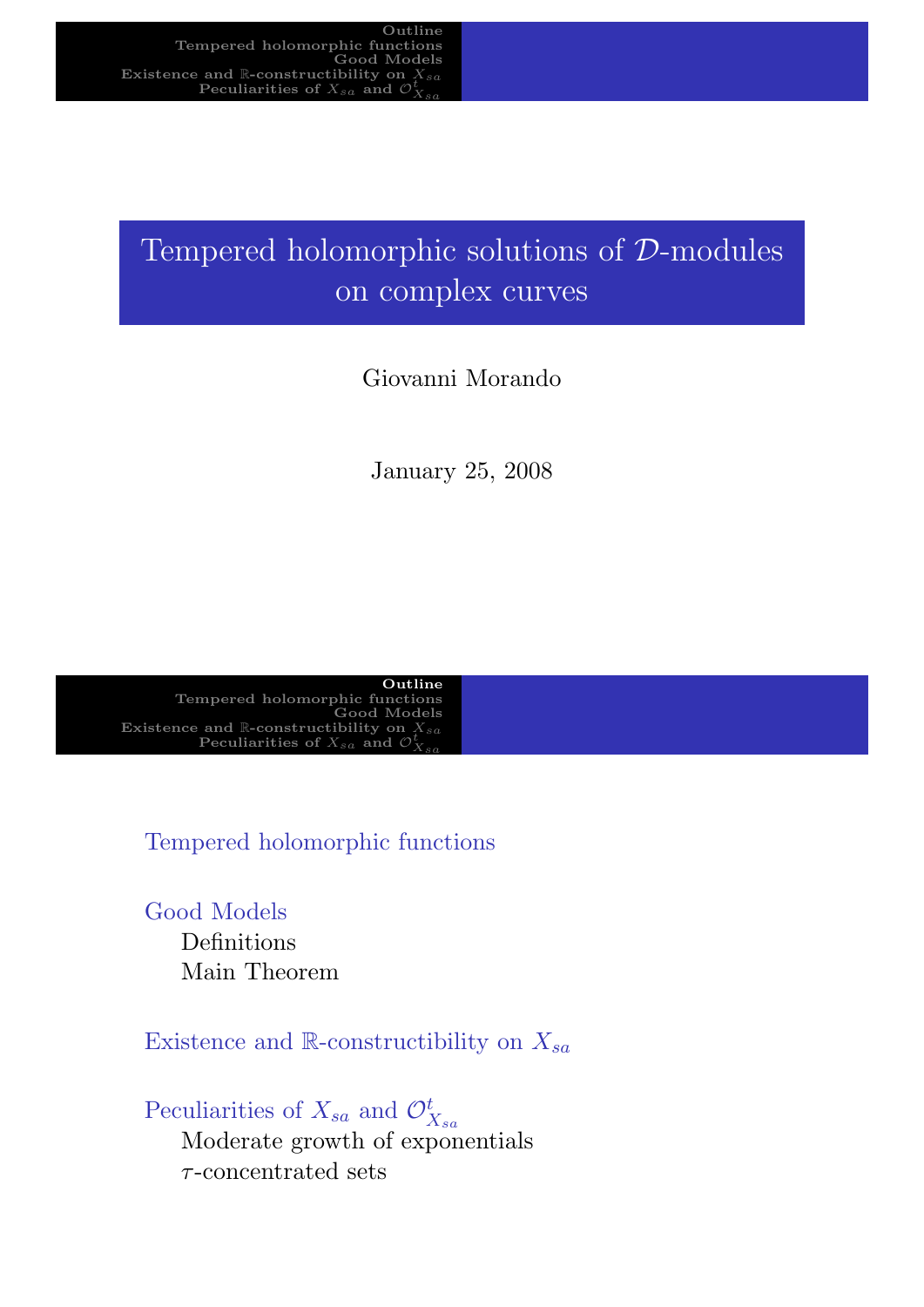# Tempered holomorphic solutions of $\mathcal{D}$-modules on complex curves

Giovanni Morando

January 25, 2008

## Outline

Tempered holomorphic functions

Good Models
- Definitions
- Main Theorem

Existence and $\mathbb{R}$-constructibility on $X_{sa}$

Peculiarities of $X_{sa}$ and $\mathcal{O}^t_{X_{sa}}$
- Moderate growth of exponentials
- $\tau$-concentrated sets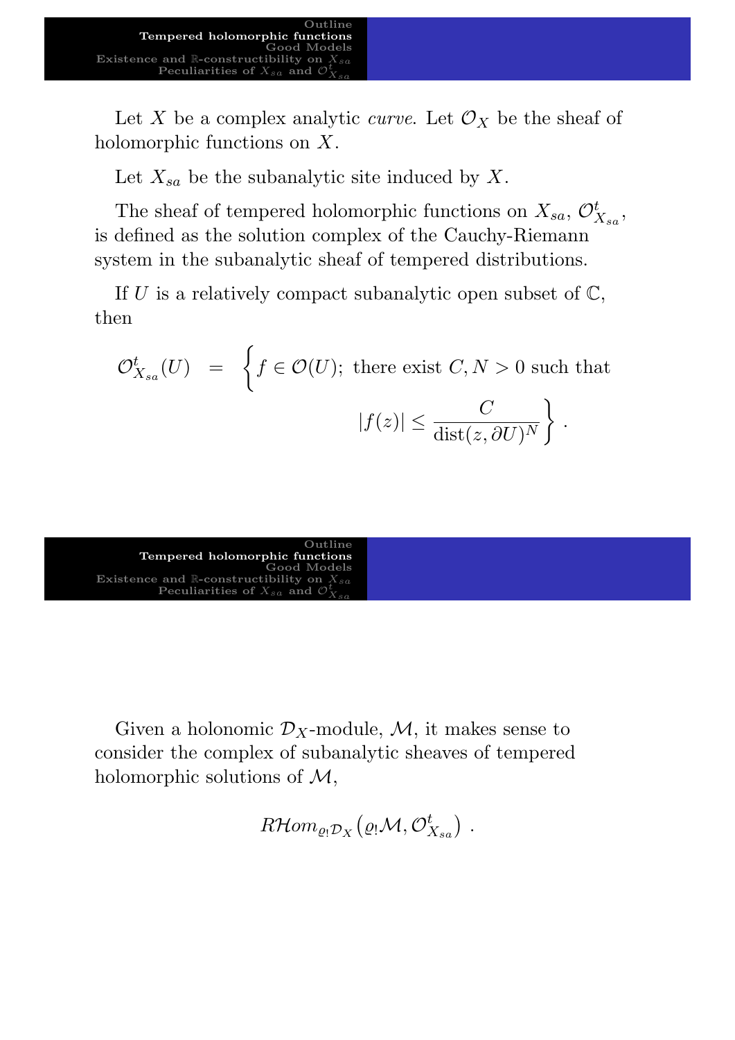Let $X$ be a complex analytic *curve*. Let $\mathcal{O}_X$ be the sheaf of holomorphic functions on $X$.

Let $X_{sa}$ be the subanalytic site induced by $X$.

The sheaf of tempered holomorphic functions on $X_{sa}$, $\mathcal{O}^t_{X_{sa}}$, is defined as the solution complex of the Cauchy-Riemann system in the subanalytic sheaf of tempered distributions.

If $U$ is a relatively compact subanalytic open subset of $\mathbb{C}$, then

$$\mathcal{O}^t_{X_{sa}}(U) = \left\{ f \in \mathcal{O}(U);\ \text{there exist } C, N > 0 \text{ such that } |f(z)| \leq \frac{C}{\operatorname{dist}(z, \partial U)^N} \right\}.$$

Given a holonomic $\mathcal{D}_X$-module, $\mathcal{M}$, it makes sense to consider the complex of subanalytic sheaves of tempered holomorphic solutions of $\mathcal{M}$,

$$R\mathcal{H}om_{\varrho_! \mathcal{D}_X}\left(\varrho_! \mathcal{M}, \mathcal{O}^t_{X_{sa}}\right).$$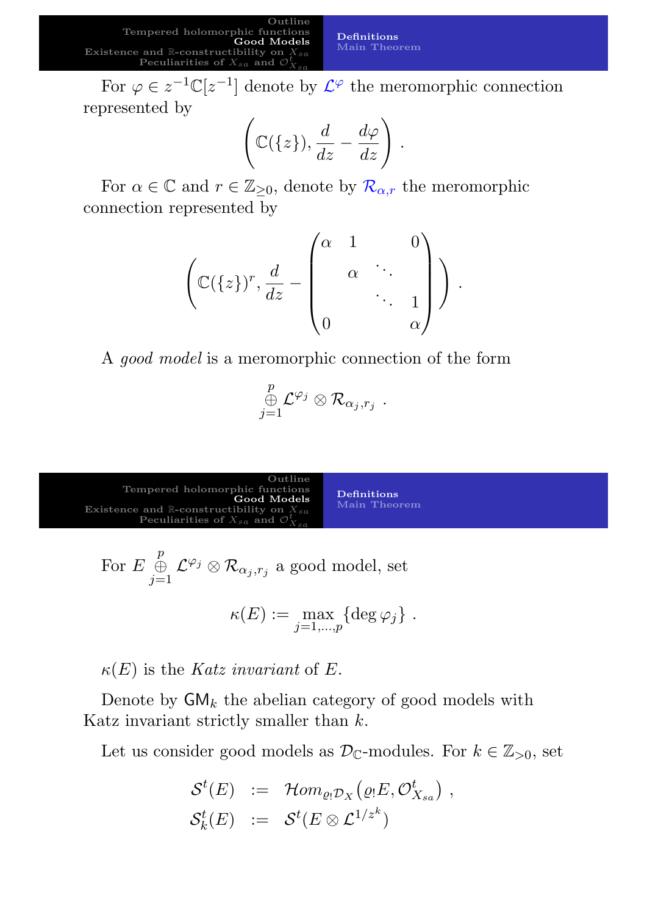For $\varphi \in z^{-1}\mathbb{C}[z^{-1}]$ denote by $\mathcal{L}^{\varphi}$ the meromorphic connection represented by

$$\left(\mathbb{C}(\{z\}), \frac{d}{dz} - \frac{d\varphi}{dz}\right).$$

For $\alpha \in \mathbb{C}$ and $r \in \mathbb{Z}_{\geq 0}$, denote by $\mathcal{R}_{\alpha,r}$ the meromorphic connection represented by

$$\left(\mathbb{C}(\{z\})^r, \frac{d}{dz} - \begin{pmatrix} \alpha & 1 & & 0 \\ & \alpha & \ddots & \\ & & \ddots & 1 \\ 0 & & & \alpha \end{pmatrix}\right).$$

A *good model* is a meromorphic connection of the form

$$\bigoplus_{j=1}^{p} \mathcal{L}^{\varphi_j} \otimes \mathcal{R}_{\alpha_j, r_j}.$$

For $E \bigoplus_{j=1}^{p} \mathcal{L}^{\varphi_j} \otimes \mathcal{R}_{\alpha_j, r_j}$ a good model, set

$$\kappa(E) := \max_{j=1,\ldots,p} \{\deg \varphi_j\}.$$

$\kappa(E)$ is the *Katz invariant* of $E$.

Denote by $\mathsf{GM}_k$ the abelian category of good models with Katz invariant strictly smaller than $k$.

Let us consider good models as $\mathcal{D}_{\mathbb{C}}$-modules. For $k \in \mathbb{Z}_{>0}$, set

$$\begin{aligned} \mathcal{S}^t(E) &:= \mathcal{H}om_{\varrho_! \mathcal{D}_X}\left(\varrho_! E, \mathcal{O}^t_{X_{sa}}\right), \\ \mathcal{S}^t_k(E) &:= \mathcal{S}^t(E \otimes \mathcal{L}^{1/z^k}) \end{aligned}$$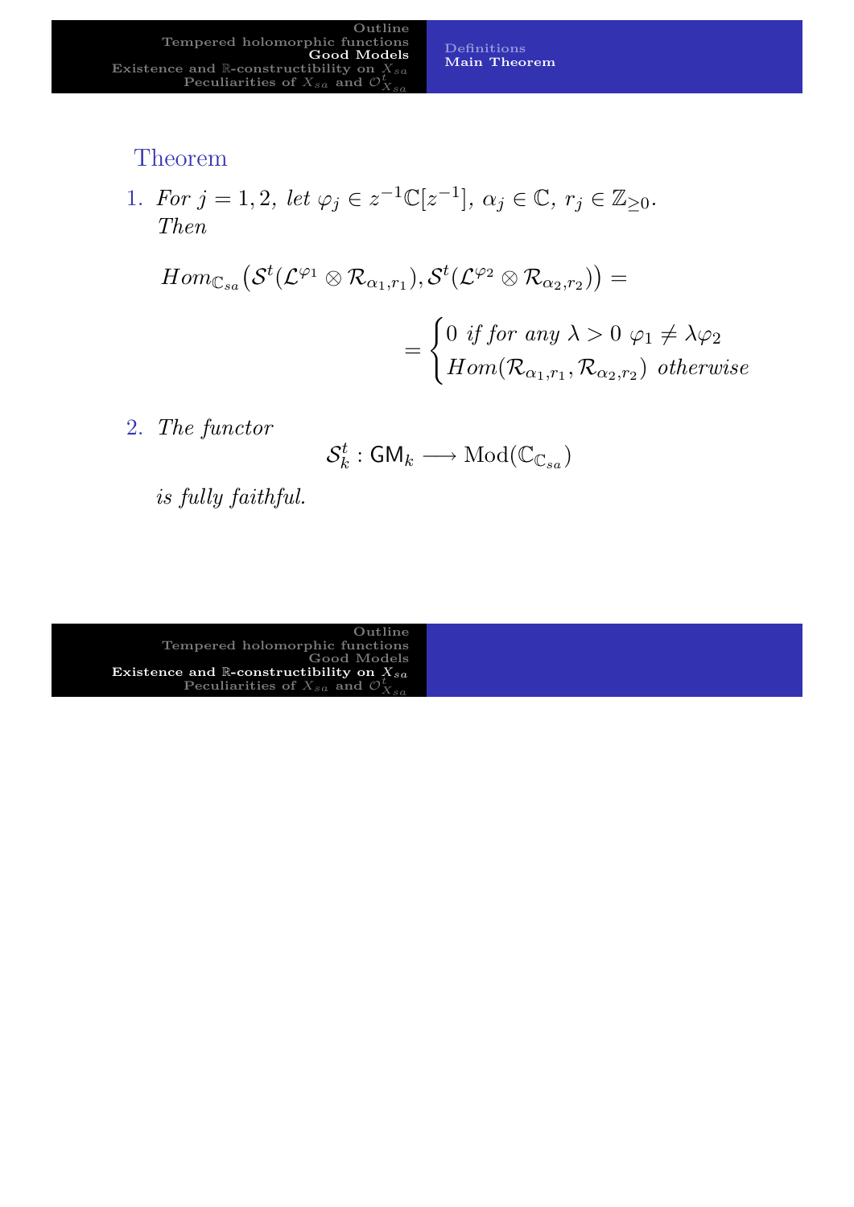### Theorem

1. *For $j = 1, 2$, let $\varphi_j \in z^{-1}\mathbb{C}[z^{-1}]$, $\alpha_j \in \mathbb{C}$, $r_j \in \mathbb{Z}_{\geq 0}$. Then*

$$Hom_{\mathbb{C}_{sa}}\big(\mathcal{S}^t(\mathcal{L}^{\varphi_1} \otimes \mathcal{R}_{\alpha_1,r_1}), \mathcal{S}^t(\mathcal{L}^{\varphi_2} \otimes \mathcal{R}_{\alpha_2,r_2})\big) =$$

$$= \begin{cases} 0 \text{ if for any } \lambda > 0 \ \varphi_1 \neq \lambda\varphi_2 \\ Hom(\mathcal{R}_{\alpha_1,r_1}, \mathcal{R}_{\alpha_2,r_2}) \text{ otherwise} \end{cases}$$

2. *The functor*

$$\mathcal{S}^t_k : \mathsf{GM}_k \longrightarrow \mathrm{Mod}(\mathbb{C}_{\mathbb{C}_{sa}})$$

*is fully faithful.*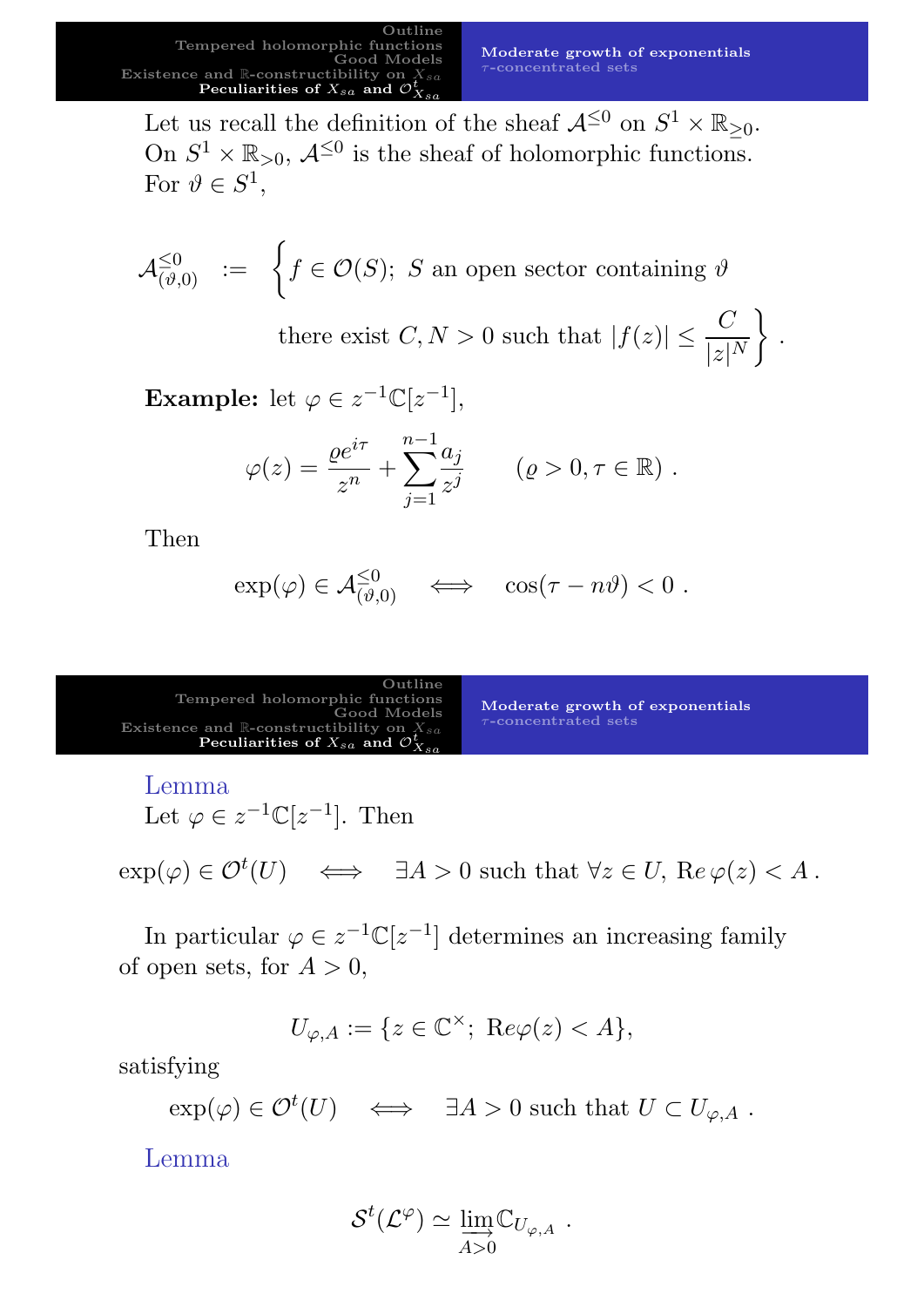Let us recall the definition of the sheaf $\mathcal{A}^{\leq 0}$ on $S^1 \times \mathbb{R}_{\geq 0}$. On $S^1 \times \mathbb{R}_{>0}$, $\mathcal{A}^{\leq 0}$ is the sheaf of holomorphic functions. For $\vartheta \in S^1$,

$$\mathcal{A}^{\leq 0}_{(\vartheta,0)} := \Big\{ f \in \mathcal{O}(S);\ S \text{ an open sector containing } \vartheta \\ \text{there exist } C, N > 0 \text{ such that } |f(z)| \leq \frac{C}{|z|^N} \Big\} .$$

**Example:** let $\varphi \in z^{-1}\mathbb{C}[z^{-1}]$,

$$\varphi(z) = \frac{\varrho e^{i\tau}}{z^n} + \sum_{j=1}^{n-1} \frac{a_j}{z^j} \qquad (\varrho > 0, \tau \in \mathbb{R}) .$$

Then

$$\exp(\varphi) \in \mathcal{A}^{\leq 0}_{(\vartheta,0)} \quad \Longleftrightarrow \quad \cos(\tau - n\vartheta) < 0 .$$

**Lemma**

Let $\varphi \in z^{-1}\mathbb{C}[z^{-1}]$. Then

$$\exp(\varphi) \in \mathcal{O}^t(U) \quad \Longleftrightarrow \quad \exists A > 0 \text{ such that } \forall z \in U,\ \mathrm{Re}\,\varphi(z) < A .$$

In particular $\varphi \in z^{-1}\mathbb{C}[z^{-1}]$ determines an increasing family of open sets, for $A > 0$,

$$U_{\varphi,A} := \{z \in \mathbb{C}^{\times};\ \mathrm{Re}\varphi(z) < A\},$$

satisfying

$$\exp(\varphi) \in \mathcal{O}^t(U) \quad \Longleftrightarrow \quad \exists A > 0 \text{ such that } U \subset U_{\varphi,A} .$$

**Lemma**

$$\mathcal{S}^t(\mathcal{L}^{\varphi}) \simeq \varinjlim_{A>0} \mathbb{C}_{U_{\varphi,A}} .$$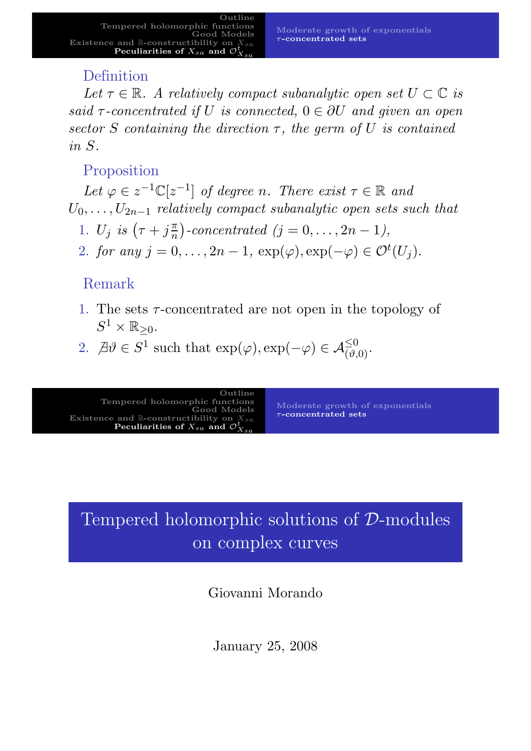### Definition

*Let $\tau \in \mathbb{R}$. A relatively compact subanalytic open set $U \subset \mathbb{C}$ is said $\tau$-concentrated if $U$ is connected, $0 \in \partial U$ and given an open sector $S$ containing the direction $\tau$, the germ of $U$ is contained in $S$.*

### Proposition

*Let $\varphi \in z^{-1}\mathbb{C}[z^{-1}]$ of degree $n$. There exist $\tau \in \mathbb{R}$ and $U_0, \ldots, U_{2n-1}$ relatively compact subanalytic open sets such that*

1. *$U_j$ is $\left(\tau + j\frac{\pi}{n}\right)$-concentrated ($j = 0, \ldots, 2n-1$),*
2. *for any $j = 0, \ldots, 2n-1$, $\exp(\varphi), \exp(-\varphi) \in \mathcal{O}^t(U_j)$.*

### Remark

1. The sets $\tau$-concentrated are not open in the topology of $S^1 \times \mathbb{R}_{\geq 0}$.
2. $\nexists \vartheta \in S^1$ such that $\exp(\varphi), \exp(-\varphi) \in \mathcal{A}^{\leq 0}_{(\vartheta,0)}$.

# Tempered holomorphic solutions of $\mathcal{D}$-modules on complex curves

Giovanni Morando

January 25, 2008